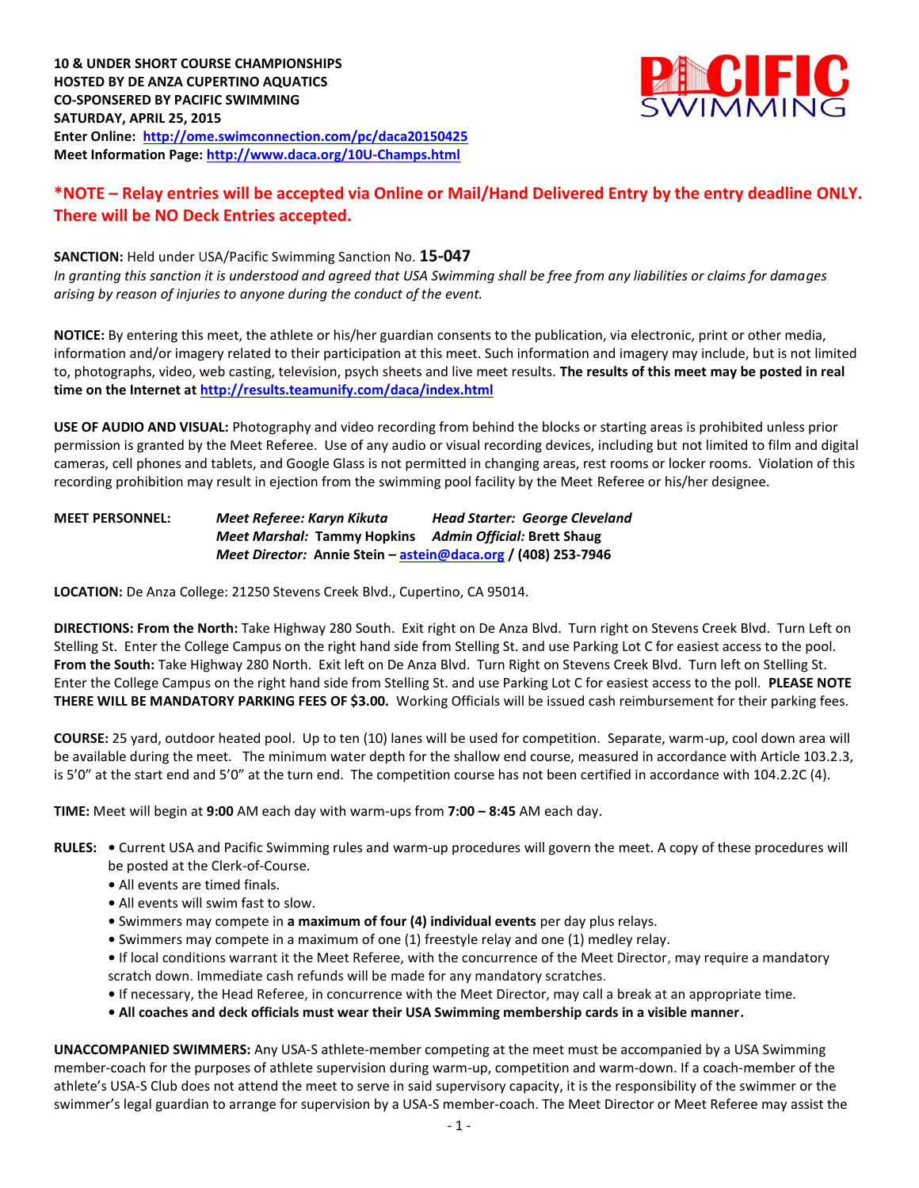**10 & UNDER SHORT COURSE CHAMPIONSHIPS**
**HOSTED BY DE ANZA CUPERTINO AQUATICS**
**CO-SPONSERED BY PACIFIC SWIMMING**
**SATURDAY, APRIL 25, 2015**
**Enter Online: http://ome.swimconnection.com/pc/daca20150425**
**Meet Information Page: http://www.daca.org/10U-Champs.html**

**\*NOTE – Relay entries will be accepted via Online or Mail/Hand Delivered Entry by the entry deadline ONLY. There will be NO Deck Entries accepted.**

**SANCTION:** Held under USA/Pacific Swimming Sanction No. **15-047**
*In granting this sanction it is understood and agreed that USA Swimming shall be free from any liabilities or claims for damages arising by reason of injuries to anyone during the conduct of the event.*

**NOTICE:** By entering this meet, the athlete or his/her guardian consents to the publication, via electronic, print or other media, information and/or imagery related to their participation at this meet. Such information and imagery may include, but is not limited to, photographs, video, web casting, television, psych sheets and live meet results. **The results of this meet may be posted in real time on the Internet at http://results.teamunify.com/daca/index.html**

**USE OF AUDIO AND VISUAL:** Photography and video recording from behind the blocks or starting areas is prohibited unless prior permission is granted by the Meet Referee. Use of any audio or visual recording devices, including but not limited to film and digital cameras, cell phones and tablets, and Google Glass is not permitted in changing areas, rest rooms or locker rooms. Violation of this recording prohibition may result in ejection from the swimming pool facility by the Meet Referee or his/her designee.

**MEET PERSONNEL:**
*Meet Referee: Karyn Kikuta* — *Head Starter: George Cleveland*
*Meet Marshal:* **Tammy Hopkins** — *Admin Official:* **Brett Shaug**
*Meet Director:* **Annie Stein – astein@daca.org / (408) 253-7946**

**LOCATION:** De Anza College: 21250 Stevens Creek Blvd., Cupertino, CA 95014.

**DIRECTIONS: From the North:** Take Highway 280 South. Exit right on De Anza Blvd. Turn right on Stevens Creek Blvd. Turn Left on Stelling St. Enter the College Campus on the right hand side from Stelling St. and use Parking Lot C for easiest access to the pool. **From the South:** Take Highway 280 North. Exit left on De Anza Blvd. Turn Right on Stevens Creek Blvd. Turn left on Stelling St. Enter the College Campus on the right hand side from Stelling St. and use Parking Lot C for easiest access to the poll. **PLEASE NOTE THERE WILL BE MANDATORY PARKING FEES OF $3.00.** Working Officials will be issued cash reimbursement for their parking fees.

**COURSE:** 25 yard, outdoor heated pool. Up to ten (10) lanes will be used for competition. Separate, warm-up, cool down area will be available during the meet. The minimum water depth for the shallow end course, measured in accordance with Article 103.2.3, is 5'0" at the start end and 5'0" at the turn end. The competition course has not been certified in accordance with 104.2.2C (4).

**TIME:** Meet will begin at **9:00** AM each day with warm-ups from **7:00 – 8:45** AM each day.

**RULES:**
- Current USA and Pacific Swimming rules and warm-up procedures will govern the meet. A copy of these procedures will be posted at the Clerk-of-Course.
- All events are timed finals.
- All events will swim fast to slow.
- Swimmers may compete in **a maximum of four (4) individual events** per day plus relays.
- Swimmers may compete in a maximum of one (1) freestyle relay and one (1) medley relay.
- If local conditions warrant it the Meet Referee, with the concurrence of the Meet Director, may require a mandatory scratch down. Immediate cash refunds will be made for any mandatory scratches.
- If necessary, the Head Referee, in concurrence with the Meet Director, may call a break at an appropriate time.
- **All coaches and deck officials must wear their USA Swimming membership cards in a visible manner.**

**UNACCOMPANIED SWIMMERS:** Any USA-S athlete-member competing at the meet must be accompanied by a USA Swimming member-coach for the purposes of athlete supervision during warm-up, competition and warm-down. If a coach-member of the athlete's USA-S Club does not attend the meet to serve in said supervisory capacity, it is the responsibility of the swimmer or the swimmer's legal guardian to arrange for supervision by a USA-S member-coach. The Meet Director or Meet Referee may assist the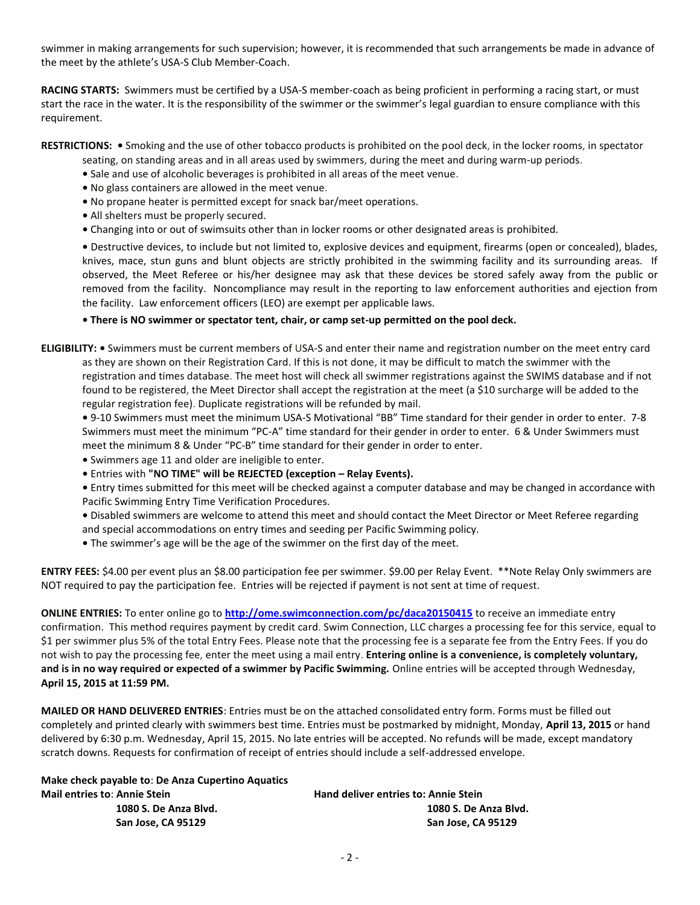swimmer in making arrangements for such supervision; however, it is recommended that such arrangements be made in advance of the meet by the athlete's USA-S Club Member-Coach.

**RACING STARTS:** Swimmers must be certified by a USA-S member-coach as being proficient in performing a racing start, or must start the race in the water. It is the responsibility of the swimmer or the swimmer's legal guardian to ensure compliance with this requirement.

**RESTRICTIONS:** • Smoking and the use of other tobacco products is prohibited on the pool deck, in the locker rooms, in spectator seating, on standing areas and in all areas used by swimmers, during the meet and during warm-up periods.

- Sale and use of alcoholic beverages is prohibited in all areas of the meet venue.
- No glass containers are allowed in the meet venue.
- No propane heater is permitted except for snack bar/meet operations.
- All shelters must be properly secured.
- Changing into or out of swimsuits other than in locker rooms or other designated areas is prohibited.
- Destructive devices, to include but not limited to, explosive devices and equipment, firearms (open or concealed), blades, knives, mace, stun guns and blunt objects are strictly prohibited in the swimming facility and its surrounding areas. If observed, the Meet Referee or his/her designee may ask that these devices be stored safely away from the public or removed from the facility. Noncompliance may result in the reporting to law enforcement authorities and ejection from the facility. Law enforcement officers (LEO) are exempt per applicable laws.
- **There is NO swimmer or spectator tent, chair, or camp set-up permitted on the pool deck.**

**ELIGIBILITY:** • Swimmers must be current members of USA-S and enter their name and registration number on the meet entry card as they are shown on their Registration Card. If this is not done, it may be difficult to match the swimmer with the registration and times database. The meet host will check all swimmer registrations against the SWIMS database and if not found to be registered, the Meet Director shall accept the registration at the meet (a $10 surcharge will be added to the regular registration fee). Duplicate registrations will be refunded by mail.

- 9-10 Swimmers must meet the minimum USA-S Motivational "BB" Time standard for their gender in order to enter. 7-8 Swimmers must meet the minimum "PC-A" time standard for their gender in order to enter. 6 & Under Swimmers must meet the minimum 8 & Under "PC-B" time standard for their gender in order to enter.
- Swimmers age 11 and older are ineligible to enter.
- Entries with **"NO TIME" will be REJECTED (exception – Relay Events).**
- Entry times submitted for this meet will be checked against a computer database and may be changed in accordance with Pacific Swimming Entry Time Verification Procedures.
- Disabled swimmers are welcome to attend this meet and should contact the Meet Director or Meet Referee regarding and special accommodations on entry times and seeding per Pacific Swimming policy.
- The swimmer's age will be the age of the swimmer on the first day of the meet.

**ENTRY FEES:** $4.00 per event plus an $8.00 participation fee per swimmer. $9.00 per Relay Event. **Note Relay Only swimmers are NOT required to pay the participation fee. Entries will be rejected if payment is not sent at time of request.

**ONLINE ENTRIES:** To enter online go to **http://ome.swimconnection.com/pc/daca20150415** to receive an immediate entry confirmation. This method requires payment by credit card. Swim Connection, LLC charges a processing fee for this service, equal to $1 per swimmer plus 5% of the total Entry Fees. Please note that the processing fee is a separate fee from the Entry Fees. If you do not wish to pay the processing fee, enter the meet using a mail entry. **Entering online is a convenience, is completely voluntary, and is in no way required or expected of a swimmer by Pacific Swimming.** Online entries will be accepted through Wednesday, **April 15, 2015 at 11:59 PM.**

**MAILED OR HAND DELIVERED ENTRIES**: Entries must be on the attached consolidated entry form. Forms must be filled out completely and printed clearly with swimmers best time. Entries must be postmarked by midnight, Monday, **April 13, 2015** or hand delivered by 6:30 p.m. Wednesday, April 15, 2015. No late entries will be accepted. No refunds will be made, except mandatory scratch downs. Requests for confirmation of receipt of entries should include a self-addressed envelope.

**Make check payable to**: **De Anza Cupertino Aquatics**

**Mail entries to**: **Annie Stein**
**1080 S. De Anza Blvd.**
**San Jose, CA 95129**

**Hand deliver entries to: Annie Stein**
**1080 S. De Anza Blvd.**
**San Jose, CA 95129**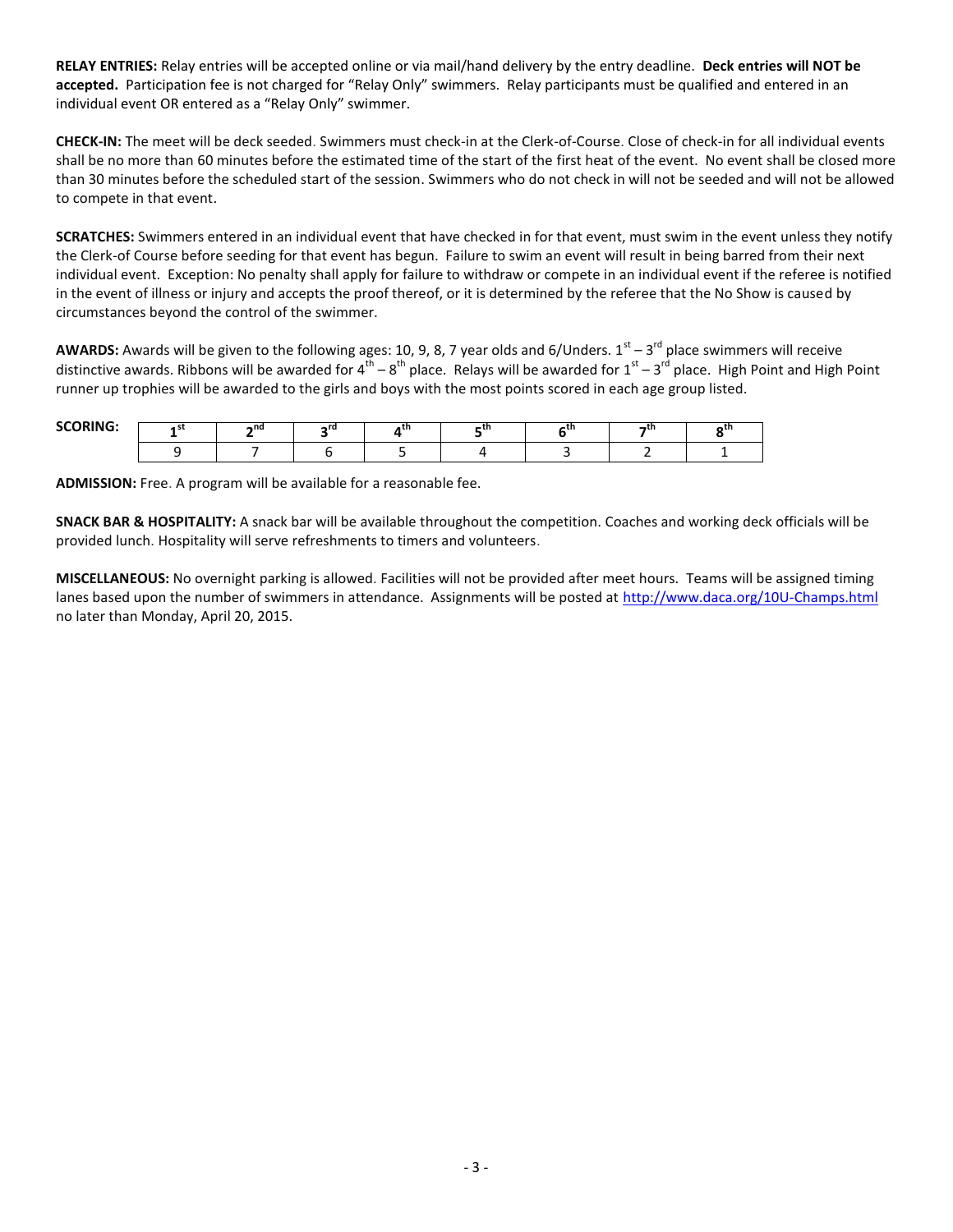**RELAY ENTRIES:** Relay entries will be accepted online or via mail/hand delivery by the entry deadline. **Deck entries will NOT be accepted.** Participation fee is not charged for "Relay Only" swimmers. Relay participants must be qualified and entered in an individual event OR entered as a "Relay Only" swimmer.

**CHECK-IN:** The meet will be deck seeded. Swimmers must check-in at the Clerk-of-Course. Close of check-in for all individual events shall be no more than 60 minutes before the estimated time of the start of the first heat of the event. No event shall be closed more than 30 minutes before the scheduled start of the session. Swimmers who do not check in will not be seeded and will not be allowed to compete in that event.

**SCRATCHES:** Swimmers entered in an individual event that have checked in for that event, must swim in the event unless they notify the Clerk-of Course before seeding for that event has begun. Failure to swim an event will result in being barred from their next individual event. Exception: No penalty shall apply for failure to withdraw or compete in an individual event if the referee is notified in the event of illness or injury and accepts the proof thereof, or it is determined by the referee that the No Show is caused by circumstances beyond the control of the swimmer.

**AWARDS:** Awards will be given to the following ages: 10, 9, 8, 7 year olds and 6/Unders. 1st – 3rd place swimmers will receive distinctive awards. Ribbons will be awarded for 4th – 8th place. Relays will be awarded for 1st – 3rd place. High Point and High Point runner up trophies will be awarded to the girls and boys with the most points scored in each age group listed.

**SCORING:**

| 1st | 2nd | 3rd | 4th | 5th | 6th | 7th | 8th |
|---|---|---|---|---|---|---|---|
| 9 | 7 | 6 | 5 | 4 | 3 | 2 | 1 |

**ADMISSION:** Free. A program will be available for a reasonable fee.

**SNACK BAR & HOSPITALITY:** A snack bar will be available throughout the competition. Coaches and working deck officials will be provided lunch. Hospitality will serve refreshments to timers and volunteers.

**MISCELLANEOUS:** No overnight parking is allowed. Facilities will not be provided after meet hours. Teams will be assigned timing lanes based upon the number of swimmers in attendance. Assignments will be posted at http://www.daca.org/10U-Champs.html no later than Monday, April 20, 2015.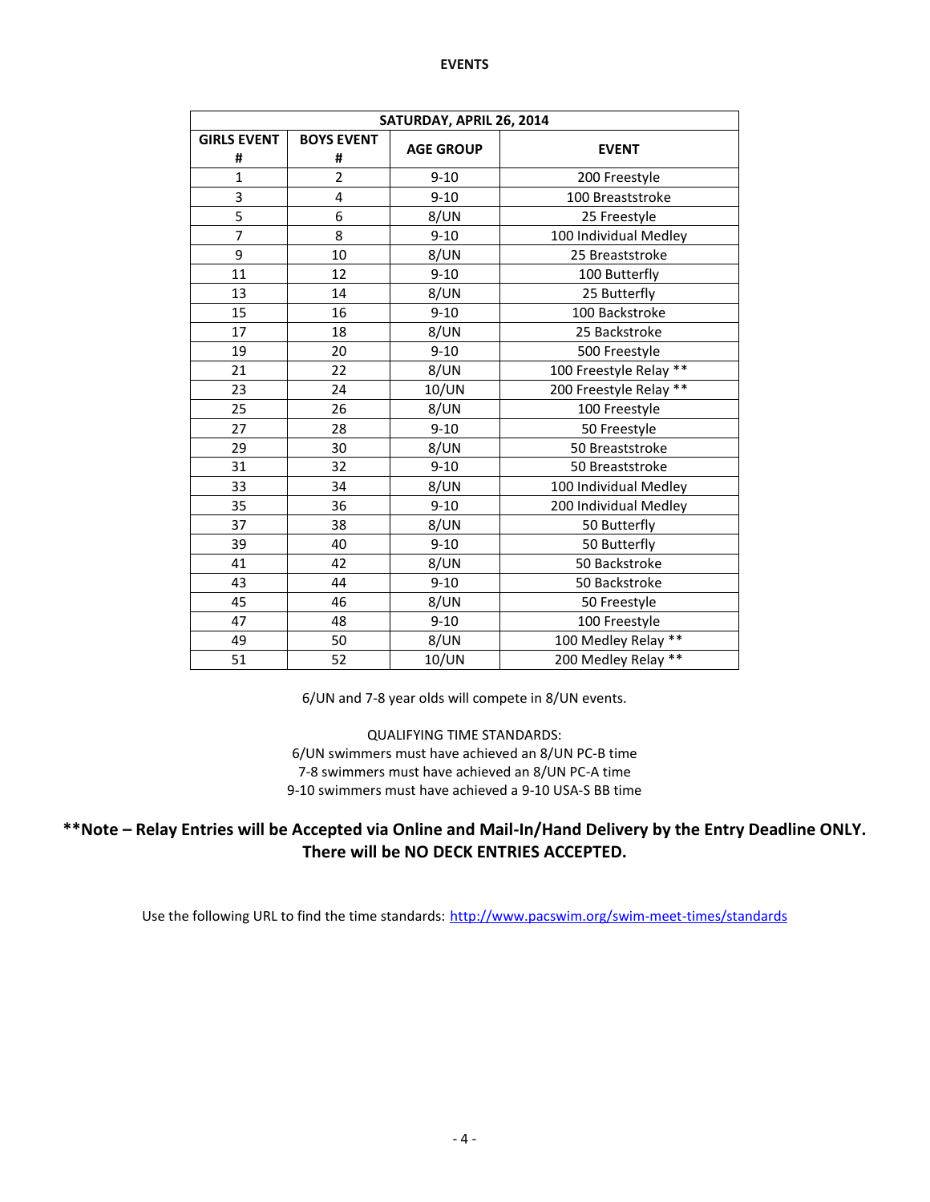# EVENTS

| SATURDAY, APRIL 26, 2014 | | | |
|---|---|---|---|
| GIRLS EVENT # | BOYS EVENT # | AGE GROUP | EVENT |
| 1 | 2 | 9-10 | 200 Freestyle |
| 3 | 4 | 9-10 | 100 Breaststroke |
| 5 | 6 | 8/UN | 25 Freestyle |
| 7 | 8 | 9-10 | 100 Individual Medley |
| 9 | 10 | 8/UN | 25 Breaststroke |
| 11 | 12 | 9-10 | 100 Butterfly |
| 13 | 14 | 8/UN | 25 Butterfly |
| 15 | 16 | 9-10 | 100 Backstroke |
| 17 | 18 | 8/UN | 25 Backstroke |
| 19 | 20 | 9-10 | 500 Freestyle |
| 21 | 22 | 8/UN | 100 Freestyle Relay ** |
| 23 | 24 | 10/UN | 200 Freestyle Relay ** |
| 25 | 26 | 8/UN | 100 Freestyle |
| 27 | 28 | 9-10 | 50 Freestyle |
| 29 | 30 | 8/UN | 50 Breaststroke |
| 31 | 32 | 9-10 | 50 Breaststroke |
| 33 | 34 | 8/UN | 100 Individual Medley |
| 35 | 36 | 9-10 | 200 Individual Medley |
| 37 | 38 | 8/UN | 50 Butterfly |
| 39 | 40 | 9-10 | 50 Butterfly |
| 41 | 42 | 8/UN | 50 Backstroke |
| 43 | 44 | 9-10 | 50 Backstroke |
| 45 | 46 | 8/UN | 50 Freestyle |
| 47 | 48 | 9-10 | 100 Freestyle |
| 49 | 50 | 8/UN | 100 Medley Relay ** |
| 51 | 52 | 10/UN | 200 Medley Relay ** |

6/UN and 7-8 year olds will compete in 8/UN events.

QUALIFYING TIME STANDARDS:
6/UN swimmers must have achieved an 8/UN PC-B time
7-8 swimmers must have achieved an 8/UN PC-A time
9-10 swimmers must have achieved a 9-10 USA-S BB time

**\*\*Note – Relay Entries will be Accepted via Online and Mail-In/Hand Delivery by the Entry Deadline ONLY. There will be NO DECK ENTRIES ACCEPTED.**

Use the following URL to find the time standards: [http://www.pacswim.org/swim-meet-times/standards](http://www.pacswim.org/swim-meet-times/standards)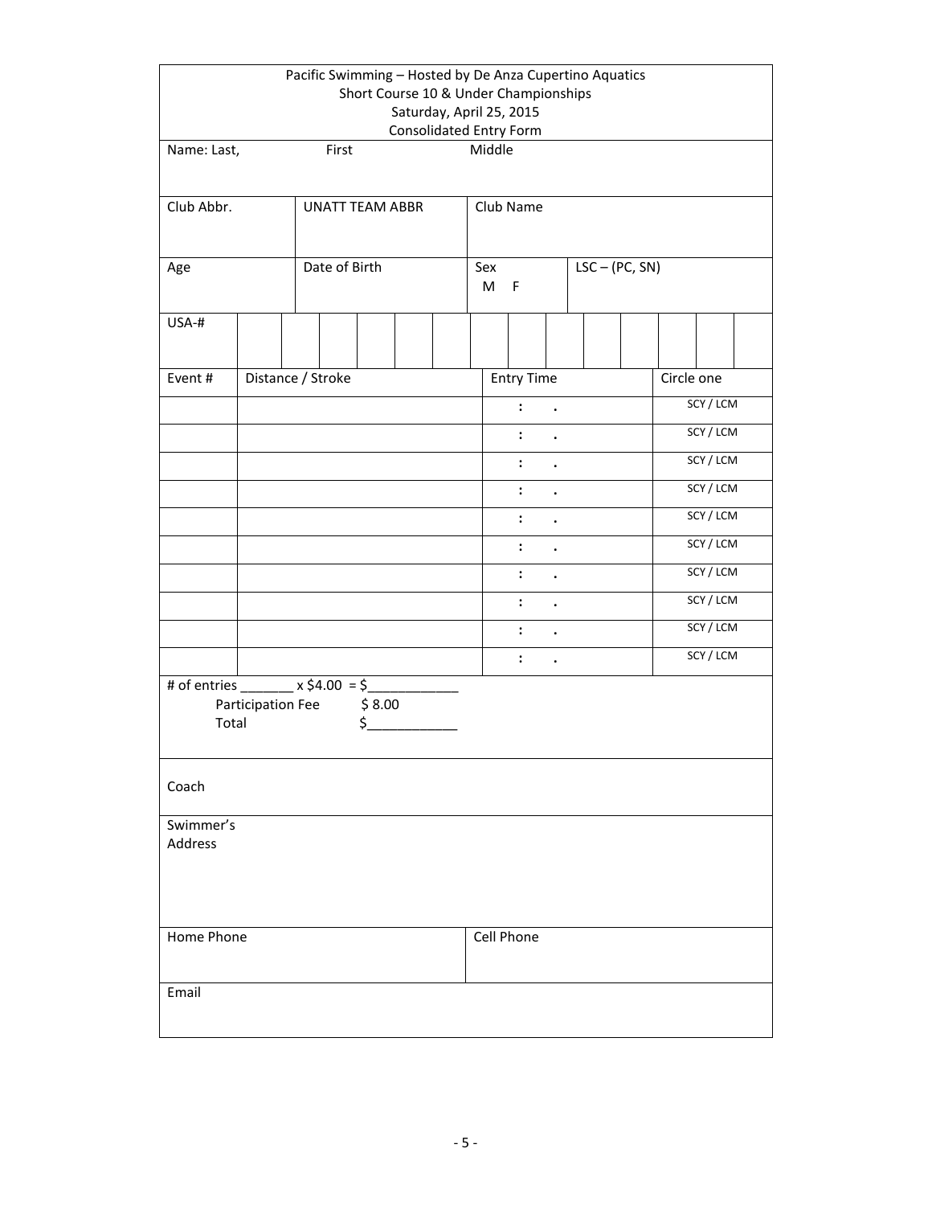Pacific Swimming – Hosted by De Anza Cupertino Aquatics
Short Course 10 & Under Championships
Saturday, April 25, 2015
Consolidated Entry Form

| Name: Last, | First | Middle |
|---|---|---|
| | | |

| Club Abbr. | UNATT TEAM ABBR | Club Name |
|---|---|---|
| | | |

| Age | Date of Birth | Sex M F | LSC – (PC, SN) |
|---|---|---|---|
| | | | |

| USA-# | | | | | | | | | | | | | | |
|---|---|---|---|---|---|---|---|---|---|---|---|---|---|---|

| Event # | Distance / Stroke | Entry Time | Circle one |
|---|---|---|---|
| | | : . | SCY / LCM |
| | | : . | SCY / LCM |
| | | : . | SCY / LCM |
| | | : . | SCY / LCM |
| | | : . | SCY / LCM |
| | | : . | SCY / LCM |
| | | : . | SCY / LCM |
| | | : . | SCY / LCM |
| | | : . | SCY / LCM |
| | | : . | SCY / LCM |

# of entries _______ x $4.00 = $____________
Participation Fee $ 8.00
Total $____________

Coach

Swimmer's Address

| Home Phone | Cell Phone |
|---|---|
| | |

Email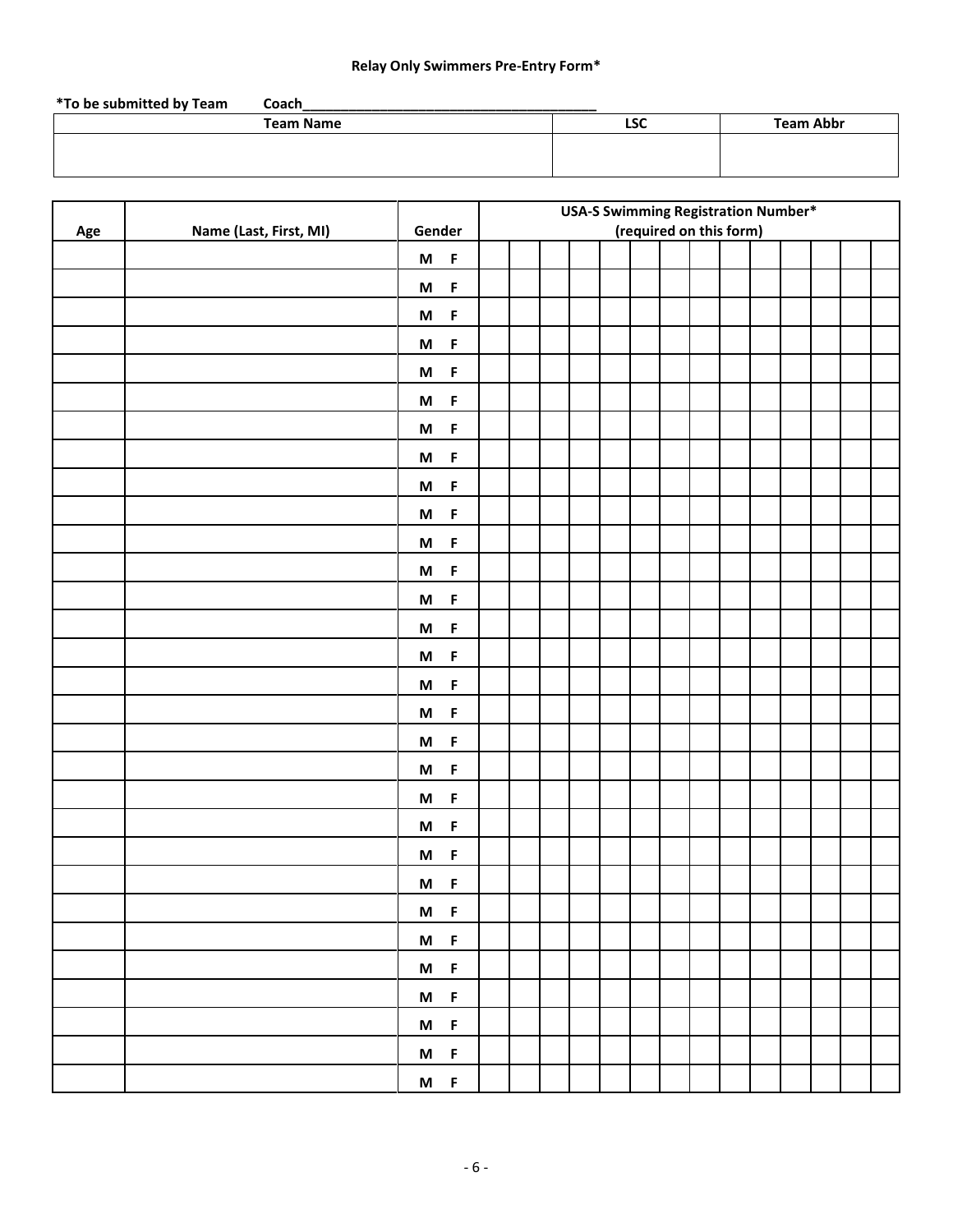**Relay Only Swimmers Pre-Entry Form***

***To be submitted by Team Coach**_______________________________________

| Team Name | LSC | Team Abbr |
|---|---|---|
| | | |

| Age | Name (Last, First, MI) | Gender | USA-S Swimming Registration Number* (required on this form) | | | | | | | | | | | | | |
|---|---|---|---|---|---|---|---|---|---|---|---|---|---|---|---|---|
| | | M F | | | | | | | | | | | | | | |
| | | M F | | | | | | | | | | | | | | |
| | | M F | | | | | | | | | | | | | | |
| | | M F | | | | | | | | | | | | | | |
| | | M F | | | | | | | | | | | | | | |
| | | M F | | | | | | | | | | | | | | |
| | | M F | | | | | | | | | | | | | | |
| | | M F | | | | | | | | | | | | | | |
| | | M F | | | | | | | | | | | | | | |
| | | M F | | | | | | | | | | | | | | |
| | | M F | | | | | | | | | | | | | | |
| | | M F | | | | | | | | | | | | | | |
| | | M F | | | | | | | | | | | | | | |
| | | M F | | | | | | | | | | | | | | |
| | | M F | | | | | | | | | | | | | | |
| | | M F | | | | | | | | | | | | | | |
| | | M F | | | | | | | | | | | | | | |
| | | M F | | | | | | | | | | | | | | |
| | | M F | | | | | | | | | | | | | | |
| | | M F | | | | | | | | | | | | | | |
| | | M F | | | | | | | | | | | | | | |
| | | M F | | | | | | | | | | | | | | |
| | | M F | | | | | | | | | | | | | | |
| | | M F | | | | | | | | | | | | | | |
| | | M F | | | | | | | | | | | | | | |
| | | M F | | | | | | | | | | | | | | |
| | | M F | | | | | | | | | | | | | | |
| | | M F | | | | | | | | | | | | | | |
| | | M F | | | | | | | | | | | | | | |
| | | M F | | | | | | | | | | | | | | |